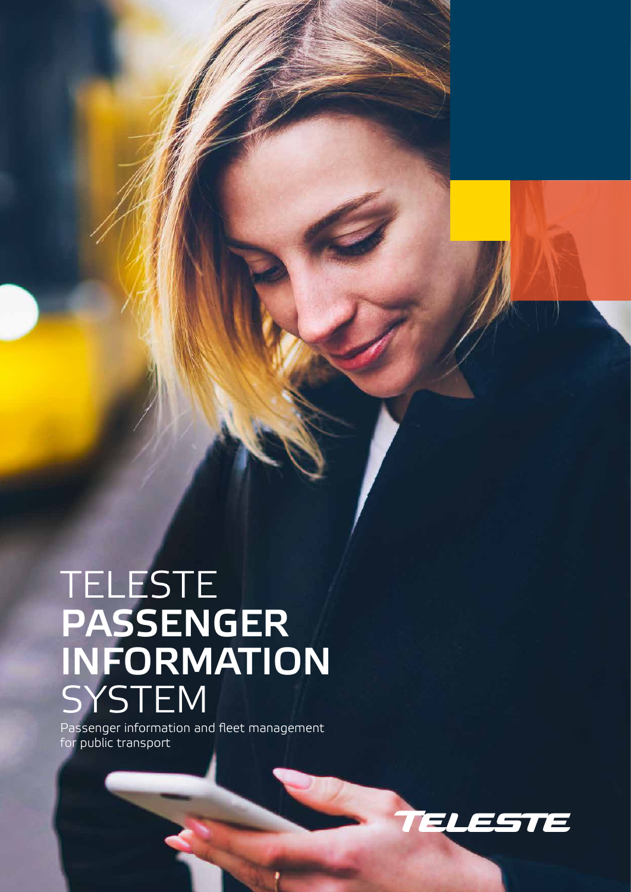# TELESTE **PASSENGER INFORMATION** SYSTEM

Passenger information and fleet management for public transport

TELESTE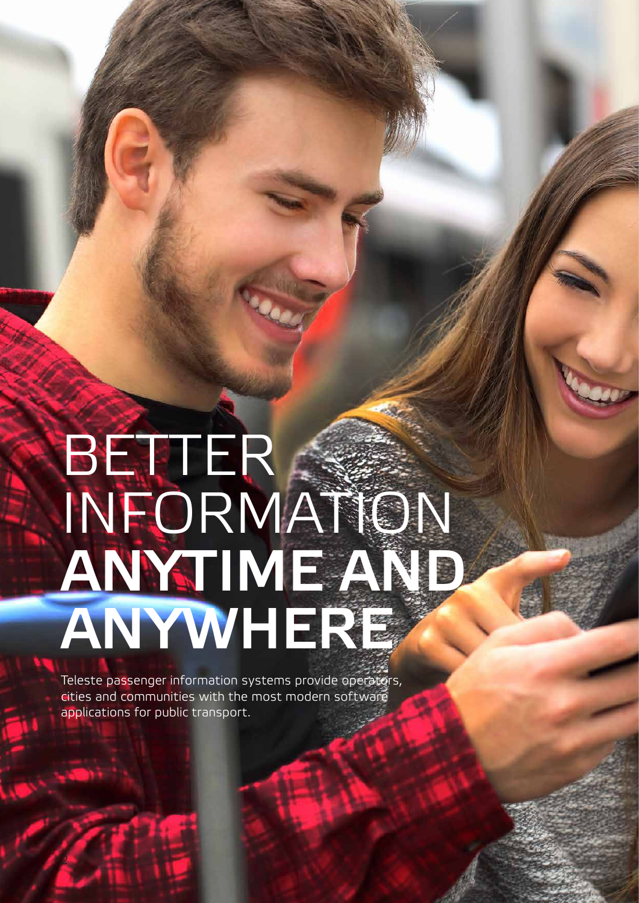# BETTER INFORMATION **ANYTIME AND ANYWHERE**

Teleste passenger information systems provide operators, cities and communities with the most modern software applications for public transport.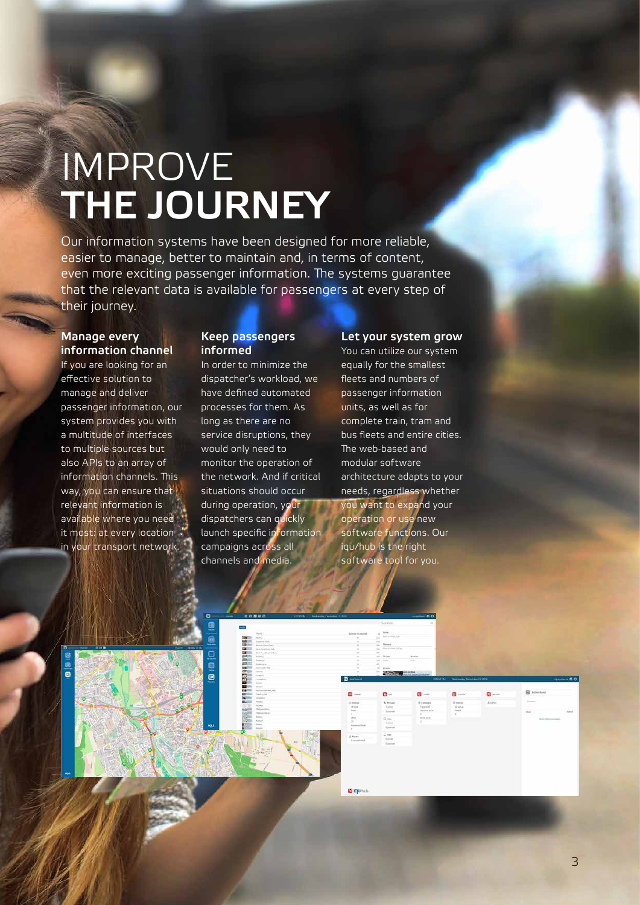# IMPROVE **THE JOURNEY**

Our information systems have been designed for more reliable, easier to manage, better to maintain and, in terms of content, even more exciting passenger information. The systems guarantee that the relevant data is available for passengers at every step of their journey.

## Manage every information channel

If you are looking for an effective solution to manage and deliver passenger information, our system provides you with a multitude of interfaces to multiple sources but also APIs to an array of information channels. This way, you can ensure that relevant information is available where you need it most: at every location in your transport network.

## Keep passengers informed

In order to minimize the dispatcher's workload, we have defined automated processes for them. As long as there are no service disruptions, they would only need to monitor the operation of the network. And if critical situations should occur during operation, your dispatchers can quickly launch specific information campaigns across all channels and media.

## Let your system grow

You can utilize our system equally for the smallest fleets and numbers of passenger information units, as well as for complete train, tram and bus fleets and entire cities. The web-based and modular software architecture adapts to your needs, regardless whether you want to expand your operation or use new software functions. Our iqu/hub is the right software tool for you.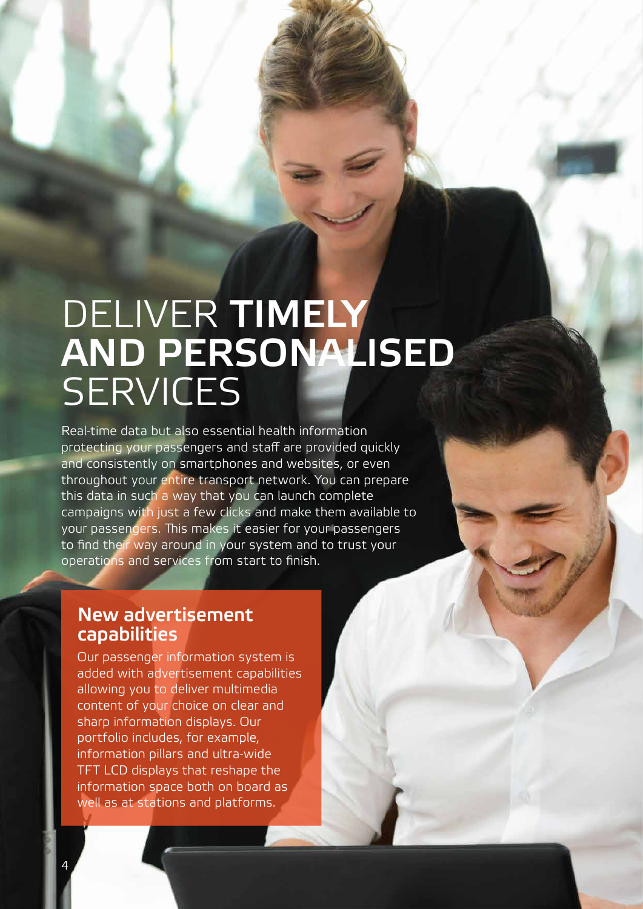# DELIVER **TIMELY AND PERSONALISED** SERVICES

Real-time data but also essential health information protecting your passengers and staff are provided quickly and consistently on smartphones and websites, or even throughout your entire transport network. You can prepare this data in such a way that you can launch complete campaigns with just a few clicks and make them available to your passengers. This makes it easier for your passengers to find their way around in your system and to trust your operations and services from start to finish.

## New advertisement capabilities

Our passenger information system is added with advertisement capabilities allowing you to deliver multimedia content of your choice on clear and sharp information displays. Our portfolio includes, for example, information pillars and ultra-wide TFT LCD displays that reshape the information space both on board as well as at stations and platforms.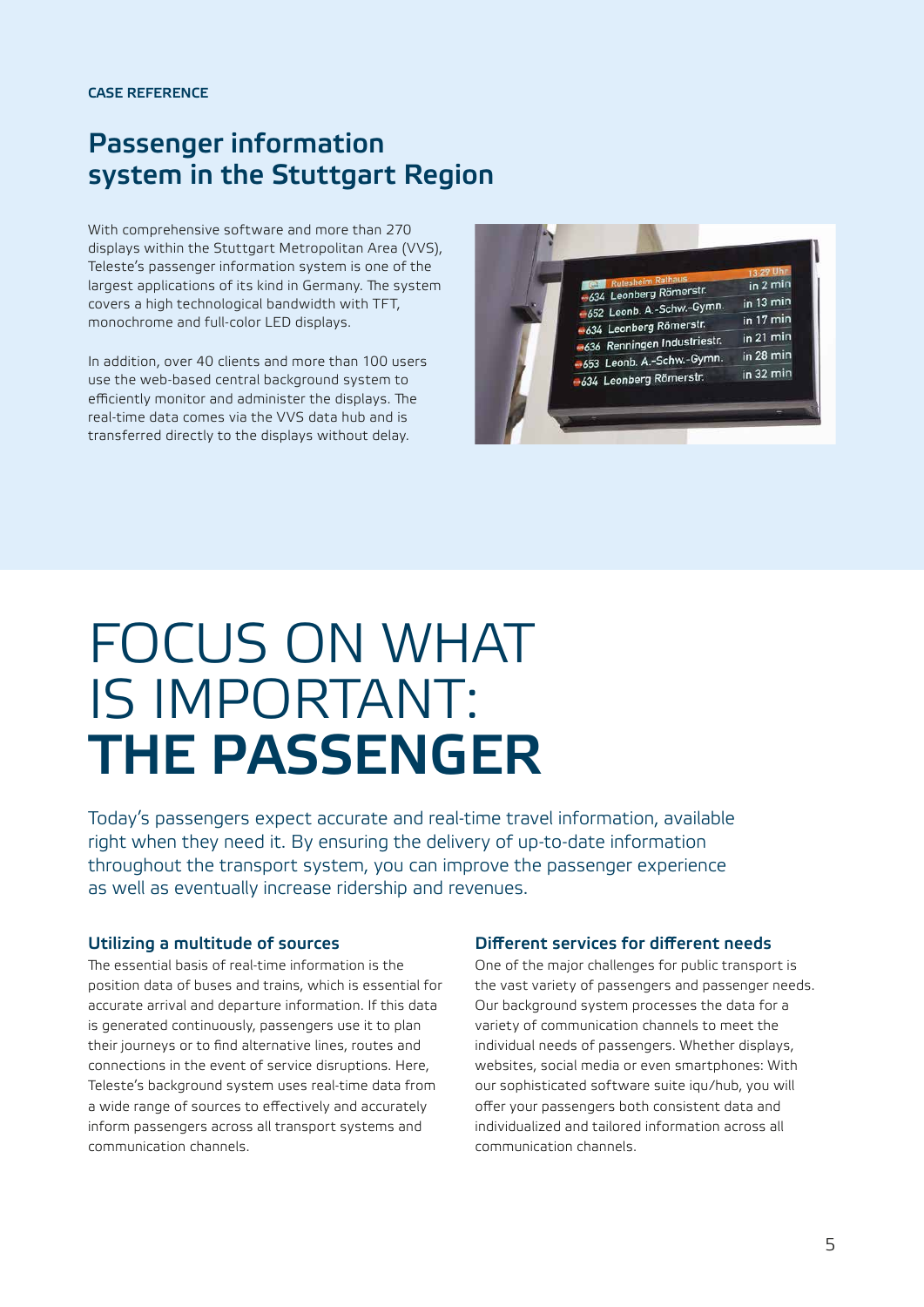CASE REFERENCE

## Passenger information system in the Stuttgart Region

With comprehensive software and more than 270 displays within the Stuttgart Metropolitan Area (VVS), Teleste's passenger information system is one of the largest applications of its kind in Germany. The system covers a high technological bandwidth with TFT, monochrome and full-color LED displays.

In addition, over 40 clients and more than 100 users use the web-based central background system to efficiently monitor and administer the displays. The real-time data comes via the VVS data hub and is transferred directly to the displays without delay.

# FOCUS ON WHAT IS IMPORTANT: **THE PASSENGER**

Today's passengers expect accurate and real-time travel information, available right when they need it. By ensuring the delivery of up-to-date information throughout the transport system, you can improve the passenger experience as well as eventually increase ridership and revenues.

### Utilizing a multitude of sources

The essential basis of real-time information is the position data of buses and trains, which is essential for accurate arrival and departure information. If this data is generated continuously, passengers use it to plan their journeys or to find alternative lines, routes and connections in the event of service disruptions. Here, Teleste's background system uses real-time data from a wide range of sources to effectively and accurately inform passengers across all transport systems and communication channels.

### Different services for different needs

One of the major challenges for public transport is the vast variety of passengers and passenger needs. Our background system processes the data for a variety of communication channels to meet the individual needs of passengers. Whether displays, websites, social media or even smartphones: With our sophisticated software suite iqu/hub, you will offer your passengers both consistent data and individualized and tailored information across all communication channels.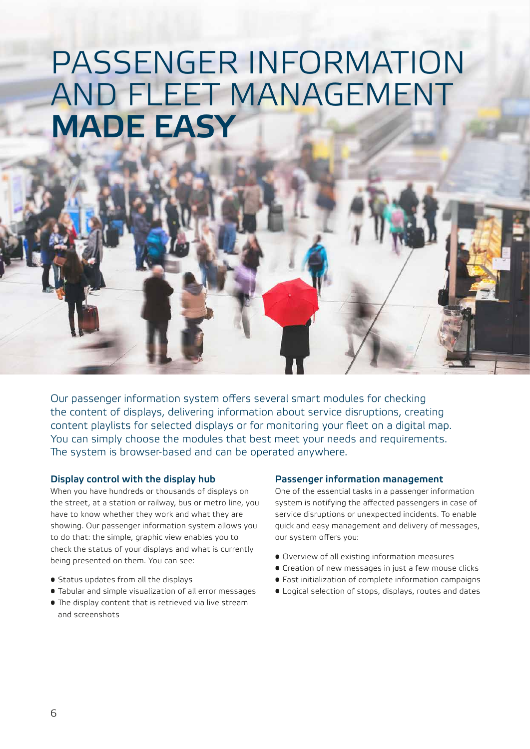# PASSENGER INFORMATION AND FLEET MANAGEMENT **MADE EASY**

Our passenger information system offers several smart modules for checking the content of displays, delivering information about service disruptions, creating content playlists for selected displays or for monitoring your fleet on a digital map. You can simply choose the modules that best meet your needs and requirements. The system is browser-based and can be operated anywhere.

### Display control with the display hub

When you have hundreds or thousands of displays on the street, at a station or railway, bus or metro line, you have to know whether they work and what they are showing. Our passenger information system allows you to do that: the simple, graphic view enables you to check the status of your displays and what is currently being presented on them. You can see:

- Status updates from all the displays
- Tabular and simple visualization of all error messages
- The display content that is retrieved via live stream and screenshots

### Passenger information management

One of the essential tasks in a passenger information system is notifying the affected passengers in case of service disruptions or unexpected incidents. To enable quick and easy management and delivery of messages, our system offers you:

- Overview of all existing information measures
- Creation of new messages in just a few mouse clicks
- Fast initialization of complete information campaigns
- Logical selection of stops, displays, routes and dates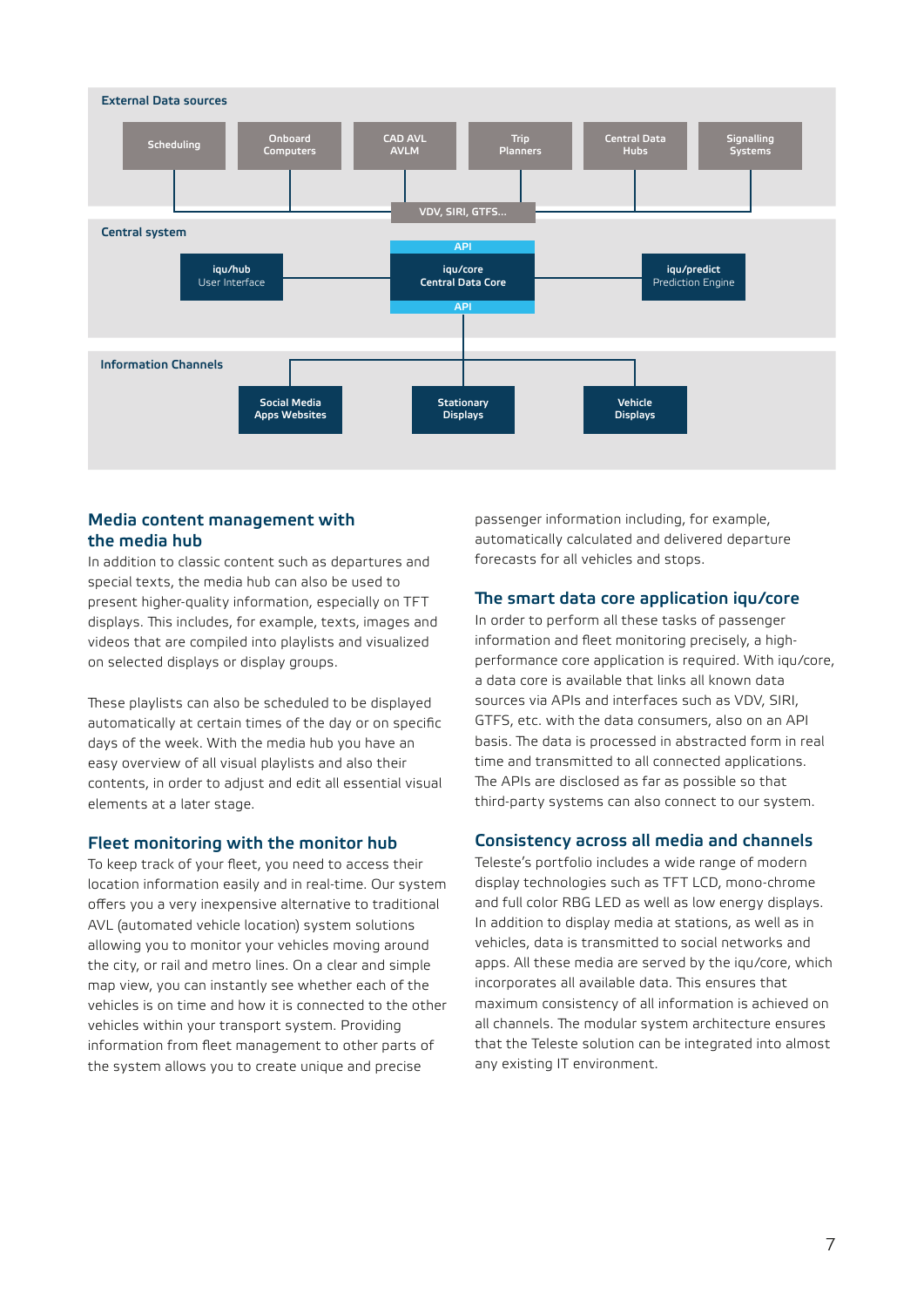External Data sources

Scheduling | Onboard Computers | CAD AVL AVLM | Trip Planners | Central Data Hubs | Signalling Systems

VDV, SIRI, GTFS...

Central system

API

iqu/hub User Interface | iqu/core Central Data Core | iqu/predict Prediction Engine

API

Information Channels

Social Media Apps Websites | Stationary Displays | Vehicle Displays

## Media content management with the media hub

In addition to classic content such as departures and special texts, the media hub can also be used to present higher-quality information, especially on TFT displays. This includes, for example, texts, images and videos that are compiled into playlists and visualized on selected displays or display groups.

These playlists can also be scheduled to be displayed automatically at certain times of the day or on specific days of the week. With the media hub you have an easy overview of all visual playlists and also their contents, in order to adjust and edit all essential visual elements at a later stage.

## Fleet monitoring with the monitor hub

To keep track of your fleet, you need to access their location information easily and in real-time. Our system offers you a very inexpensive alternative to traditional AVL (automated vehicle location) system solutions allowing you to monitor your vehicles moving around the city, or rail and metro lines. On a clear and simple map view, you can instantly see whether each of the vehicles is on time and how it is connected to the other vehicles within your transport system. Providing information from fleet management to other parts of the system allows you to create unique and precise passenger information including, for example, automatically calculated and delivered departure forecasts for all vehicles and stops.

## The smart data core application iqu/core

In order to perform all these tasks of passenger information and fleet monitoring precisely, a high-performance core application is required. With iqu/core, a data core is available that links all known data sources via APIs and interfaces such as VDV, SIRI, GTFS, etc. with the data consumers, also on an API basis. The data is processed in abstracted form in real time and transmitted to all connected applications. The APIs are disclosed as far as possible so that third-party systems can also connect to our system.

## Consistency across all media and channels

Teleste's portfolio includes a wide range of modern display technologies such as TFT LCD, mono-chrome and full color RBG LED as well as low energy displays. In addition to display media at stations, as well as in vehicles, data is transmitted to social networks and apps. All these media are served by the iqu/core, which incorporates all available data. This ensures that maximum consistency of all information is achieved on all channels. The modular system architecture ensures that the Teleste solution can be integrated into almost any existing IT environment.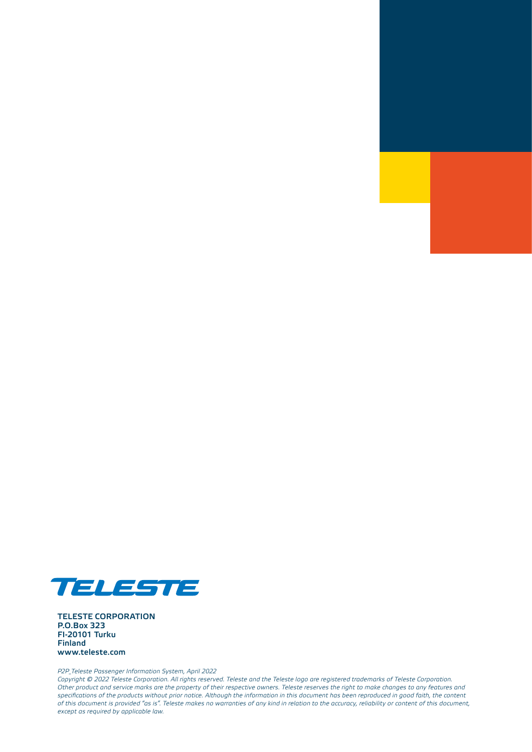TELESTE

**TELESTE CORPORATION**
**P.O.Box 323**
**FI-20101 Turku**
**Finland**
**www.teleste.com**

*P2P_Teleste Passenger Information System, April 2022*
*Copyright © 2022 Teleste Corporation. All rights reserved. Teleste and the Teleste logo are registered trademarks of Teleste Corporation. Other product and service marks are the property of their respective owners. Teleste reserves the right to make changes to any features and specifications of the products without prior notice. Although the information in this document has been reproduced in good faith, the content of this document is provided "as is". Teleste makes no warranties of any kind in relation to the accuracy, reliability or content of this document, except as required by applicable law.*